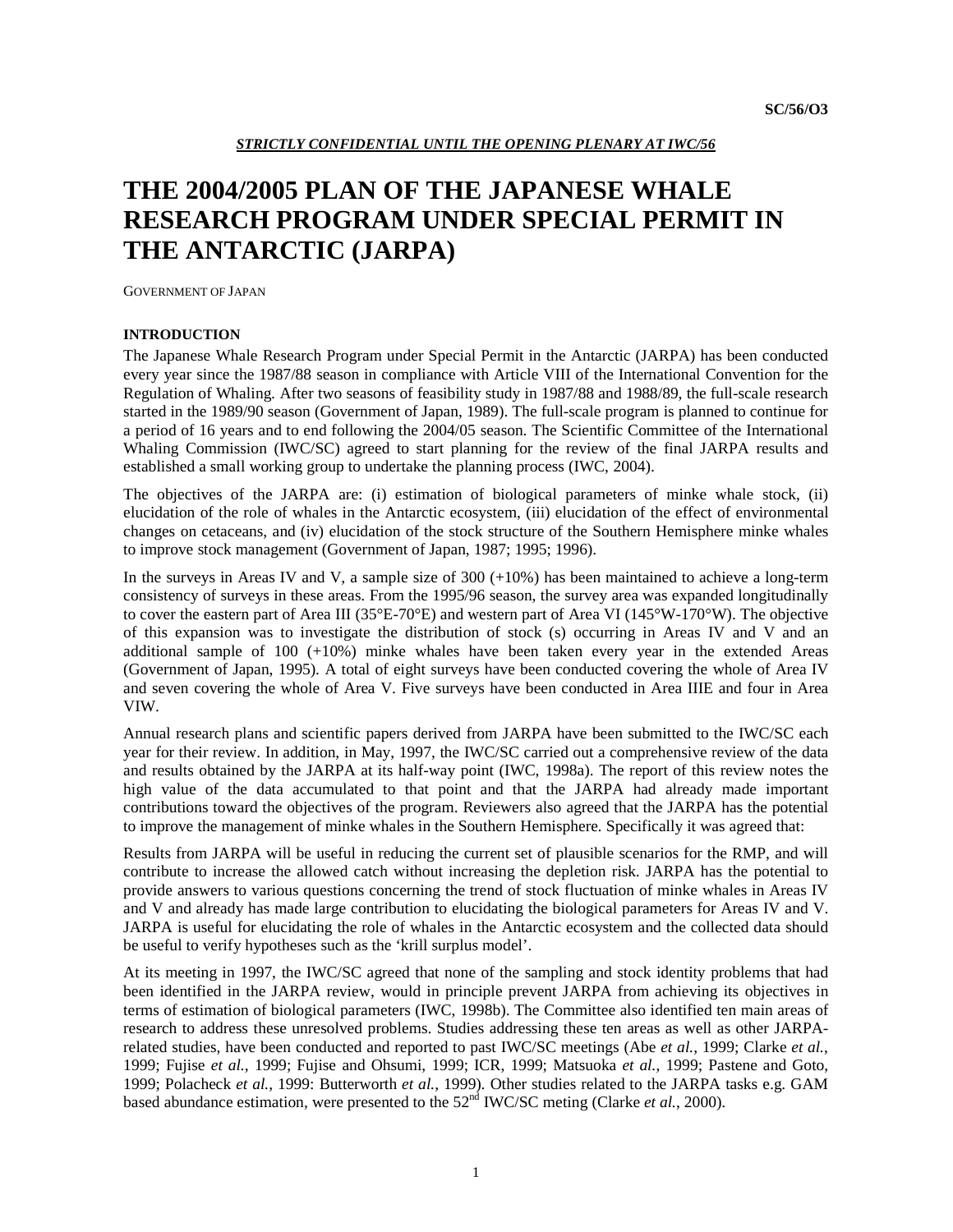SC/56/O3

***STRICTLY CONFIDENTIAL UNTIL THE OPENING PLENARY AT IWC/56***

# THE 2004/2005 PLAN OF THE JAPANESE WHALE RESEARCH PROGRAM UNDER SPECIAL PERMIT IN THE ANTARCTIC (JARPA)

GOVERNMENT OF JAPAN

## INTRODUCTION

The Japanese Whale Research Program under Special Permit in the Antarctic (JARPA) has been conducted every year since the 1987/88 season in compliance with Article VIII of the International Convention for the Regulation of Whaling. After two seasons of feasibility study in 1987/88 and 1988/89, the full-scale research started in the 1989/90 season (Government of Japan, 1989). The full-scale program is planned to continue for a period of 16 years and to end following the 2004/05 season. The Scientific Committee of the International Whaling Commission (IWC/SC) agreed to start planning for the review of the final JARPA results and established a small working group to undertake the planning process (IWC, 2004).

The objectives of the JARPA are: (i) estimation of biological parameters of minke whale stock, (ii) elucidation of the role of whales in the Antarctic ecosystem, (iii) elucidation of the effect of environmental changes on cetaceans, and (iv) elucidation of the stock structure of the Southern Hemisphere minke whales to improve stock management (Government of Japan, 1987; 1995; 1996).

In the surveys in Areas IV and V, a sample size of 300 (+10%) has been maintained to achieve a long-term consistency of surveys in these areas. From the 1995/96 season, the survey area was expanded longitudinally to cover the eastern part of Area III (35°E-70°E) and western part of Area VI (145°W-170°W). The objective of this expansion was to investigate the distribution of stock (s) occurring in Areas IV and V and an additional sample of 100 (+10%) minke whales have been taken every year in the extended Areas (Government of Japan, 1995). A total of eight surveys have been conducted covering the whole of Area IV and seven covering the whole of Area V. Five surveys have been conducted in Area IIIE and four in Area VIW.

Annual research plans and scientific papers derived from JARPA have been submitted to the IWC/SC each year for their review. In addition, in May, 1997, the IWC/SC carried out a comprehensive review of the data and results obtained by the JARPA at its half-way point (IWC, 1998a). The report of this review notes the high value of the data accumulated to that point and that the JARPA had already made important contributions toward the objectives of the program. Reviewers also agreed that the JARPA has the potential to improve the management of minke whales in the Southern Hemisphere. Specifically it was agreed that:

Results from JARPA will be useful in reducing the current set of plausible scenarios for the RMP, and will contribute to increase the allowed catch without increasing the depletion risk. JARPA has the potential to provide answers to various questions concerning the trend of stock fluctuation of minke whales in Areas IV and V and already has made large contribution to elucidating the biological parameters for Areas IV and V. JARPA is useful for elucidating the role of whales in the Antarctic ecosystem and the collected data should be useful to verify hypotheses such as the 'krill surplus model'.

At its meeting in 1997, the IWC/SC agreed that none of the sampling and stock identity problems that had been identified in the JARPA review, would in principle prevent JARPA from achieving its objectives in terms of estimation of biological parameters (IWC, 1998b). The Committee also identified ten main areas of research to address these unresolved problems. Studies addressing these ten areas as well as other JARPA-related studies, have been conducted and reported to past IWC/SC meetings (Abe *et al.*, 1999; Clarke *et al.*, 1999; Fujise *et al.*, 1999; Fujise and Ohsumi, 1999; ICR, 1999; Matsuoka *et al.*, 1999; Pastene and Goto, 1999; Polacheck *et al.*, 1999: Butterworth *et al.*, 1999). Other studies related to the JARPA tasks e.g. GAM based abundance estimation, were presented to the 52nd IWC/SC meting (Clarke *et al.*, 2000).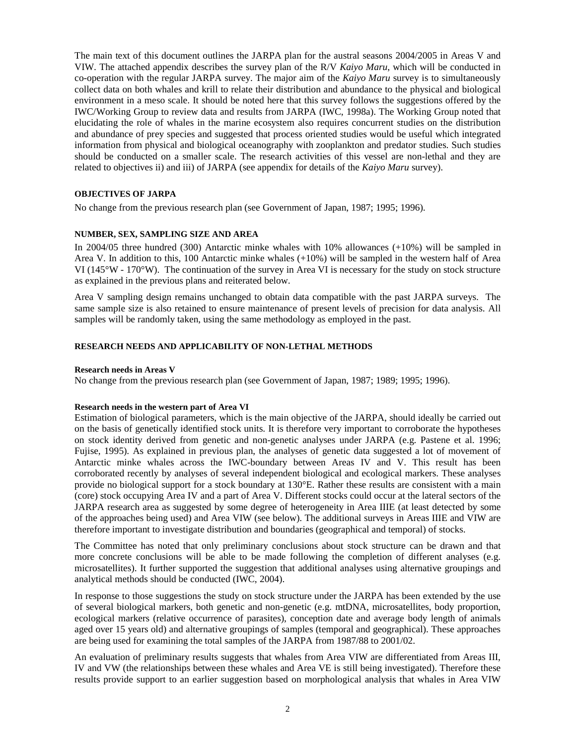The main text of this document outlines the JARPA plan for the austral seasons 2004/2005 in Areas V and VIW. The attached appendix describes the survey plan of the R/V *Kaiyo Maru*, which will be conducted in co-operation with the regular JARPA survey. The major aim of the *Kaiyo Maru* survey is to simultaneously collect data on both whales and krill to relate their distribution and abundance to the physical and biological environment in a meso scale. It should be noted here that this survey follows the suggestions offered by the IWC/Working Group to review data and results from JARPA (IWC, 1998a). The Working Group noted that elucidating the role of whales in the marine ecosystem also requires concurrent studies on the distribution and abundance of prey species and suggested that process oriented studies would be useful which integrated information from physical and biological oceanography with zooplankton and predator studies. Such studies should be conducted on a smaller scale. The research activities of this vessel are non-lethal and they are related to objectives ii) and iii) of JARPA (see appendix for details of the *Kaiyo Maru* survey).

**OBJECTIVES OF JARPA**

No change from the previous research plan (see Government of Japan, 1987; 1995; 1996).

**NUMBER, SEX, SAMPLING SIZE AND AREA**

In 2004/05 three hundred (300) Antarctic minke whales with 10% allowances (+10%) will be sampled in Area V. In addition to this, 100 Antarctic minke whales (+10%) will be sampled in the western half of Area VI (145°W - 170°W). The continuation of the survey in Area VI is necessary for the study on stock structure as explained in the previous plans and reiterated below.

Area V sampling design remains unchanged to obtain data compatible with the past JARPA surveys. The same sample size is also retained to ensure maintenance of present levels of precision for data analysis. All samples will be randomly taken, using the same methodology as employed in the past.

**RESEARCH NEEDS AND APPLICABILITY OF NON-LETHAL METHODS**

**Research needs in Areas V**

No change from the previous research plan (see Government of Japan, 1987; 1989; 1995; 1996).

**Research needs in the western part of Area VI**

Estimation of biological parameters, which is the main objective of the JARPA, should ideally be carried out on the basis of genetically identified stock units. It is therefore very important to corroborate the hypotheses on stock identity derived from genetic and non-genetic analyses under JARPA (e.g. Pastene et al. 1996; Fujise, 1995). As explained in previous plan, the analyses of genetic data suggested a lot of movement of Antarctic minke whales across the IWC-boundary between Areas IV and V. This result has been corroborated recently by analyses of several independent biological and ecological markers. These analyses provide no biological support for a stock boundary at 130°E. Rather these results are consistent with a main (core) stock occupying Area IV and a part of Area V. Different stocks could occur at the lateral sectors of the JARPA research area as suggested by some degree of heterogeneity in Area IIIE (at least detected by some of the approaches being used) and Area VIW (see below). The additional surveys in Areas IIIE and VIW are therefore important to investigate distribution and boundaries (geographical and temporal) of stocks.

The Committee has noted that only preliminary conclusions about stock structure can be drawn and that more concrete conclusions will be able to be made following the completion of different analyses (e.g. microsatellites). It further supported the suggestion that additional analyses using alternative groupings and analytical methods should be conducted (IWC, 2004).

In response to those suggestions the study on stock structure under the JARPA has been extended by the use of several biological markers, both genetic and non-genetic (e.g. mtDNA, microsatellites, body proportion, ecological markers (relative occurrence of parasites), conception date and average body length of animals aged over 15 years old) and alternative groupings of samples (temporal and geographical). These approaches are being used for examining the total samples of the JARPA from 1987/88 to 2001/02.

An evaluation of preliminary results suggests that whales from Area VIW are differentiated from Areas III, IV and VW (the relationships between these whales and Area VE is still being investigated). Therefore these results provide support to an earlier suggestion based on morphological analysis that whales in Area VIW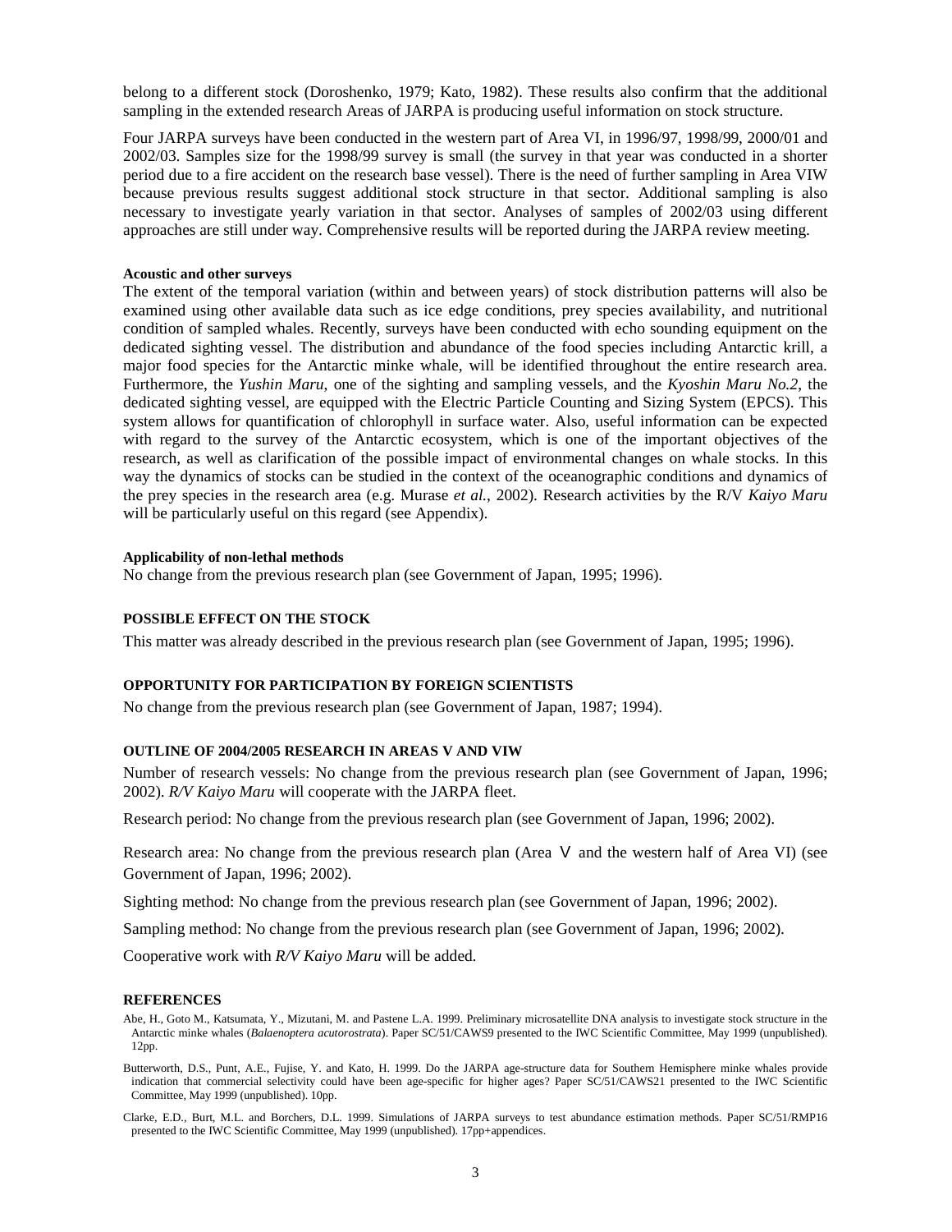belong to a different stock (Doroshenko, 1979; Kato, 1982). These results also confirm that the additional sampling in the extended research Areas of JARPA is producing useful information on stock structure.

Four JARPA surveys have been conducted in the western part of Area VI, in 1996/97, 1998/99, 2000/01 and 2002/03. Samples size for the 1998/99 survey is small (the survey in that year was conducted in a shorter period due to a fire accident on the research base vessel). There is the need of further sampling in Area VIW because previous results suggest additional stock structure in that sector. Additional sampling is also necessary to investigate yearly variation in that sector. Analyses of samples of 2002/03 using different approaches are still under way. Comprehensive results will be reported during the JARPA review meeting.

#### Acoustic and other surveys

The extent of the temporal variation (within and between years) of stock distribution patterns will also be examined using other available data such as ice edge conditions, prey species availability, and nutritional condition of sampled whales. Recently, surveys have been conducted with echo sounding equipment on the dedicated sighting vessel. The distribution and abundance of the food species including Antarctic krill, a major food species for the Antarctic minke whale, will be identified throughout the entire research area. Furthermore, the *Yushin Maru*, one of the sighting and sampling vessels, and the *Kyoshin Maru No.2*, the dedicated sighting vessel, are equipped with the Electric Particle Counting and Sizing System (EPCS). This system allows for quantification of chlorophyll in surface water. Also, useful information can be expected with regard to the survey of the Antarctic ecosystem, which is one of the important objectives of the research, as well as clarification of the possible impact of environmental changes on whale stocks. In this way the dynamics of stocks can be studied in the context of the oceanographic conditions and dynamics of the prey species in the research area (e.g. Murase *et al.*, 2002). Research activities by the R/V *Kaiyo Maru* will be particularly useful on this regard (see Appendix).

#### Applicability of non-lethal methods

No change from the previous research plan (see Government of Japan, 1995; 1996).

### POSSIBLE EFFECT ON THE STOCK

This matter was already described in the previous research plan (see Government of Japan, 1995; 1996).

### OPPORTUNITY FOR PARTICIPATION BY FOREIGN SCIENTISTS

No change from the previous research plan (see Government of Japan, 1987; 1994).

### OUTLINE OF 2004/2005 RESEARCH IN AREAS V AND VIW

Number of research vessels: No change from the previous research plan (see Government of Japan, 1996; 2002). *R/V Kaiyo Maru* will cooperate with the JARPA fleet.

Research period: No change from the previous research plan (see Government of Japan, 1996; 2002).

Research area: No change from the previous research plan (Area Ⅴ and the western half of Area VI) (see Government of Japan, 1996; 2002).

Sighting method: No change from the previous research plan (see Government of Japan, 1996; 2002).

Sampling method: No change from the previous research plan (see Government of Japan, 1996; 2002).

Cooperative work with *R/V Kaiyo Maru* will be added.

### REFERENCES

Abe, H., Goto M., Katsumata, Y., Mizutani, M. and Pastene L.A. 1999. Preliminary microsatellite DNA analysis to investigate stock structure in the Antarctic minke whales (*Balaenoptera acutorostrata*). Paper SC/51/CAWS9 presented to the IWC Scientific Committee, May 1999 (unpublished). 12pp.

Butterworth, D.S., Punt, A.E., Fujise, Y. and Kato, H. 1999. Do the JARPA age-structure data for Southern Hemisphere minke whales provide indication that commercial selectivity could have been age-specific for higher ages? Paper SC/51/CAWS21 presented to the IWC Scientific Committee, May 1999 (unpublished). 10pp.

Clarke, E.D., Burt, M.L. and Borchers, D.L. 1999. Simulations of JARPA surveys to test abundance estimation methods. Paper SC/51/RMP16 presented to the IWC Scientific Committee, May 1999 (unpublished). 17pp+appendices.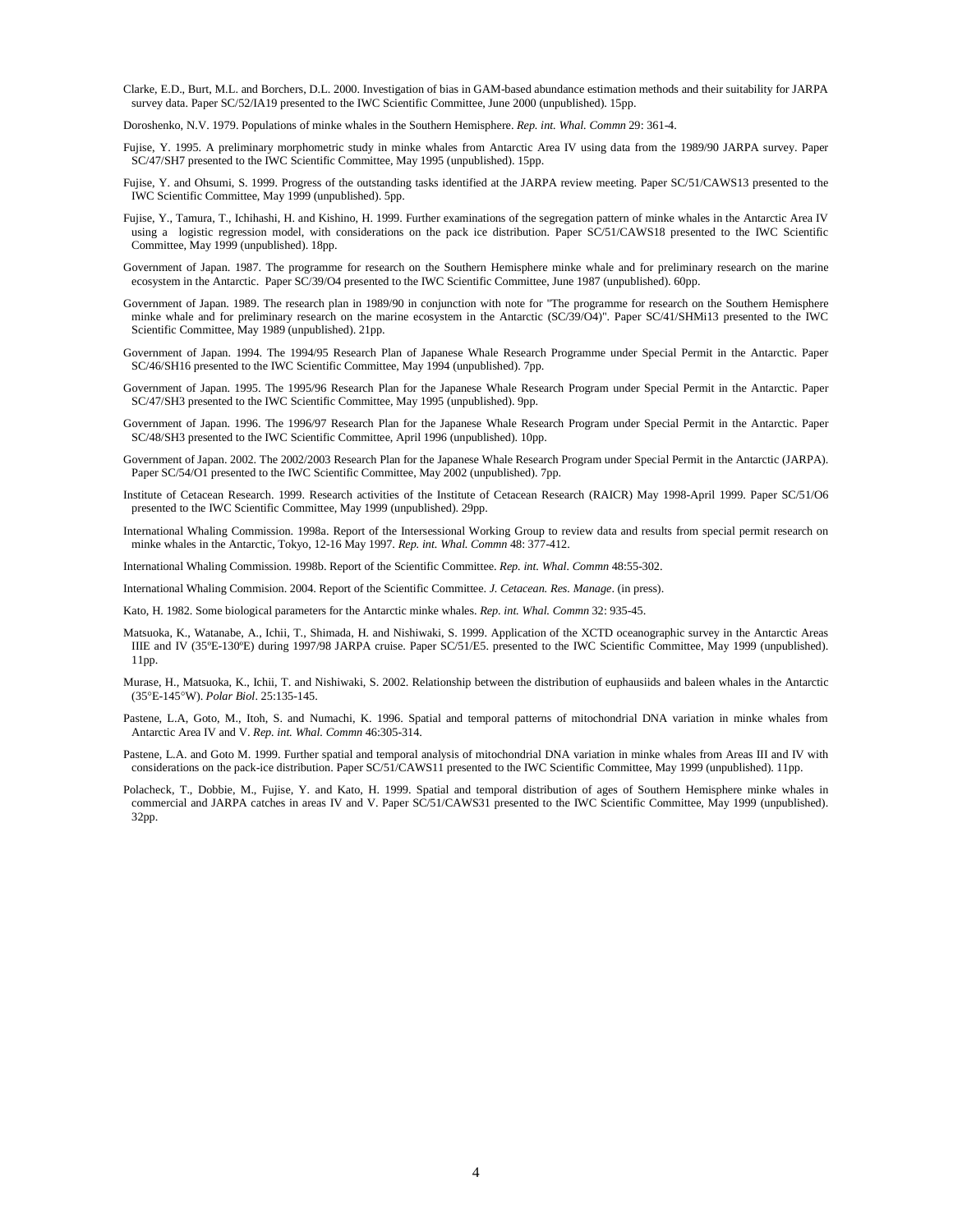Clarke, E.D., Burt, M.L. and Borchers, D.L. 2000. Investigation of bias in GAM-based abundance estimation methods and their suitability for JARPA survey data. Paper SC/52/IA19 presented to the IWC Scientific Committee, June 2000 (unpublished). 15pp.

Doroshenko, N.V. 1979. Populations of minke whales in the Southern Hemisphere. *Rep. int. Whal. Commn* 29: 361-4.

Fujise, Y. 1995. A preliminary morphometric study in minke whales from Antarctic Area IV using data from the 1989/90 JARPA survey. Paper SC/47/SH7 presented to the IWC Scientific Committee, May 1995 (unpublished). 15pp.

Fujise, Y. and Ohsumi, S. 1999. Progress of the outstanding tasks identified at the JARPA review meeting. Paper SC/51/CAWS13 presented to the IWC Scientific Committee, May 1999 (unpublished). 5pp.

Fujise, Y., Tamura, T., Ichihashi, H. and Kishino, H. 1999. Further examinations of the segregation pattern of minke whales in the Antarctic Area IV using a logistic regression model, with considerations on the pack ice distribution. Paper SC/51/CAWS18 presented to the IWC Scientific Committee, May 1999 (unpublished). 18pp.

Government of Japan. 1987. The programme for research on the Southern Hemisphere minke whale and for preliminary research on the marine ecosystem in the Antarctic. Paper SC/39/O4 presented to the IWC Scientific Committee, June 1987 (unpublished). 60pp.

Government of Japan. 1989. The research plan in 1989/90 in conjunction with note for "The programme for research on the Southern Hemisphere minke whale and for preliminary research on the marine ecosystem in the Antarctic (SC/39/O4)". Paper SC/41/SHMi13 presented to the IWC Scientific Committee, May 1989 (unpublished). 21pp.

Government of Japan. 1994. The 1994/95 Research Plan of Japanese Whale Research Programme under Special Permit in the Antarctic. Paper SC/46/SH16 presented to the IWC Scientific Committee, May 1994 (unpublished). 7pp.

Government of Japan. 1995. The 1995/96 Research Plan for the Japanese Whale Research Program under Special Permit in the Antarctic. Paper SC/47/SH3 presented to the IWC Scientific Committee, May 1995 (unpublished). 9pp.

Government of Japan. 1996. The 1996/97 Research Plan for the Japanese Whale Research Program under Special Permit in the Antarctic. Paper SC/48/SH3 presented to the IWC Scientific Committee, April 1996 (unpublished). 10pp.

Government of Japan. 2002. The 2002/2003 Research Plan for the Japanese Whale Research Program under Special Permit in the Antarctic (JARPA). Paper SC/54/O1 presented to the IWC Scientific Committee, May 2002 (unpublished). 7pp.

Institute of Cetacean Research. 1999. Research activities of the Institute of Cetacean Research (RAICR) May 1998-April 1999. Paper SC/51/O6 presented to the IWC Scientific Committee, May 1999 (unpublished). 29pp.

International Whaling Commission. 1998a. Report of the Intersessional Working Group to review data and results from special permit research on minke whales in the Antarctic, Tokyo, 12-16 May 1997. *Rep. int. Whal. Commn* 48: 377-412.

International Whaling Commission. 1998b. Report of the Scientific Committee. *Rep. int. Whal. Commn* 48:55-302.

International Whaling Commision. 2004. Report of the Scientific Committee. *J. Cetacean. Res. Manage*. (in press).

Kato, H. 1982. Some biological parameters for the Antarctic minke whales. *Rep. int. Whal. Commn* 32: 935-45.

Matsuoka, K., Watanabe, A., Ichii, T., Shimada, H. and Nishiwaki, S. 1999. Application of the XCTD oceanographic survey in the Antarctic Areas IIIE and IV (35ºE-130ºE) during 1997/98 JARPA cruise. Paper SC/51/E5. presented to the IWC Scientific Committee, May 1999 (unpublished). 11pp.

Murase, H., Matsuoka, K., Ichii, T. and Nishiwaki, S. 2002. Relationship between the distribution of euphausiids and baleen whales in the Antarctic (35°E-145°W). *Polar Biol*. 25:135-145.

Pastene, L.A, Goto, M., Itoh, S. and Numachi, K. 1996. Spatial and temporal patterns of mitochondrial DNA variation in minke whales from Antarctic Area IV and V. *Rep. int. Whal. Commn* 46:305-314.

Pastene, L.A. and Goto M. 1999. Further spatial and temporal analysis of mitochondrial DNA variation in minke whales from Areas III and IV with considerations on the pack-ice distribution. Paper SC/51/CAWS11 presented to the IWC Scientific Committee, May 1999 (unpublished). 11pp.

Polacheck, T., Dobbie, M., Fujise, Y. and Kato, H. 1999. Spatial and temporal distribution of ages of Southern Hemisphere minke whales in commercial and JARPA catches in areas IV and V. Paper SC/51/CAWS31 presented to the IWC Scientific Committee, May 1999 (unpublished). 32pp.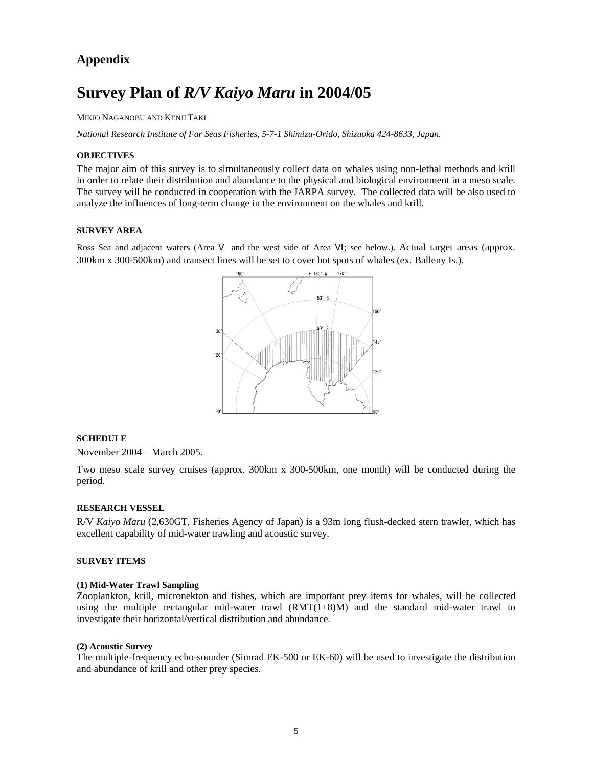## Appendix

# Survey Plan of *R/V Kaiyo Maru* in 2004/05

MIKIO NAGANOBU AND KENJI TAKI

*National Research Institute of Far Seas Fisheries, 5-7-1 Shimizu-Orido, Shizuoka 424-8633, Japan.*

**OBJECTIVES**

The major aim of this survey is to simultaneously collect data on whales using non-lethal methods and krill in order to relate their distribution and abundance to the physical and biological environment in a meso scale. The survey will be conducted in cooperation with the JARPA survey. The collected data will be also used to analyze the influences of long-term change in the environment on the whales and krill.

**SURVEY AREA**

Ross Sea and adjacent waters (Area Ⅴ and the west side of Area Ⅵ; see below.). Actual target areas (approx. 300km x 300-500km) and transect lines will be set to cover hot spots of whales (ex. Balleny Is.).

**SCHEDULE**

November 2004 – March 2005.

Two meso scale survey cruises (approx. 300km x 300-500km, one month) will be conducted during the period.

**RESEARCH VESSEL**

R/V *Kaiyo Maru* (2,630GT, Fisheries Agency of Japan) is a 93m long flush-decked stern trawler, which has excellent capability of mid-water trawling and acoustic survey.

**SURVEY ITEMS**

**(1) Mid-Water Trawl Sampling**

Zooplankton, krill, micronekton and fishes, which are important prey items for whales, will be collected using the multiple rectangular mid-water trawl (RMT(1+8)M) and the standard mid-water trawl to investigate their horizontal/vertical distribution and abundance.

**(2) Acoustic Survey**

The multiple-frequency echo-sounder (Simrad EK-500 or EK-60) will be used to investigate the distribution and abundance of krill and other prey species.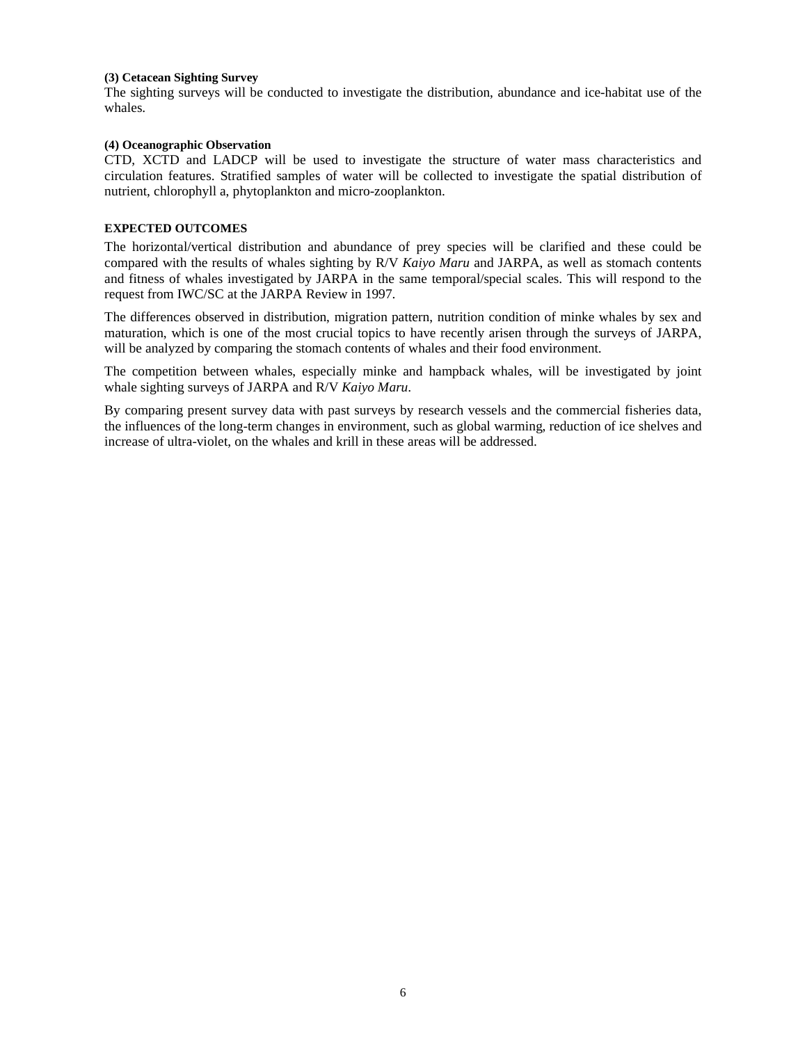**(3) Cetacean Sighting Survey**

The sighting surveys will be conducted to investigate the distribution, abundance and ice-habitat use of the whales.

**(4) Oceanographic Observation**

CTD, XCTD and LADCP will be used to investigate the structure of water mass characteristics and circulation features. Stratified samples of water will be collected to investigate the spatial distribution of nutrient, chlorophyll a, phytoplankton and micro-zooplankton.

**EXPECTED OUTCOMES**

The horizontal/vertical distribution and abundance of prey species will be clarified and these could be compared with the results of whales sighting by R/V *Kaiyo Maru* and JARPA, as well as stomach contents and fitness of whales investigated by JARPA in the same temporal/special scales. This will respond to the request from IWC/SC at the JARPA Review in 1997.

The differences observed in distribution, migration pattern, nutrition condition of minke whales by sex and maturation, which is one of the most crucial topics to have recently arisen through the surveys of JARPA, will be analyzed by comparing the stomach contents of whales and their food environment.

The competition between whales, especially minke and hampback whales, will be investigated by joint whale sighting surveys of JARPA and R/V *Kaiyo Maru*.

By comparing present survey data with past surveys by research vessels and the commercial fisheries data, the influences of the long-term changes in environment, such as global warming, reduction of ice shelves and increase of ultra-violet, on the whales and krill in these areas will be addressed.